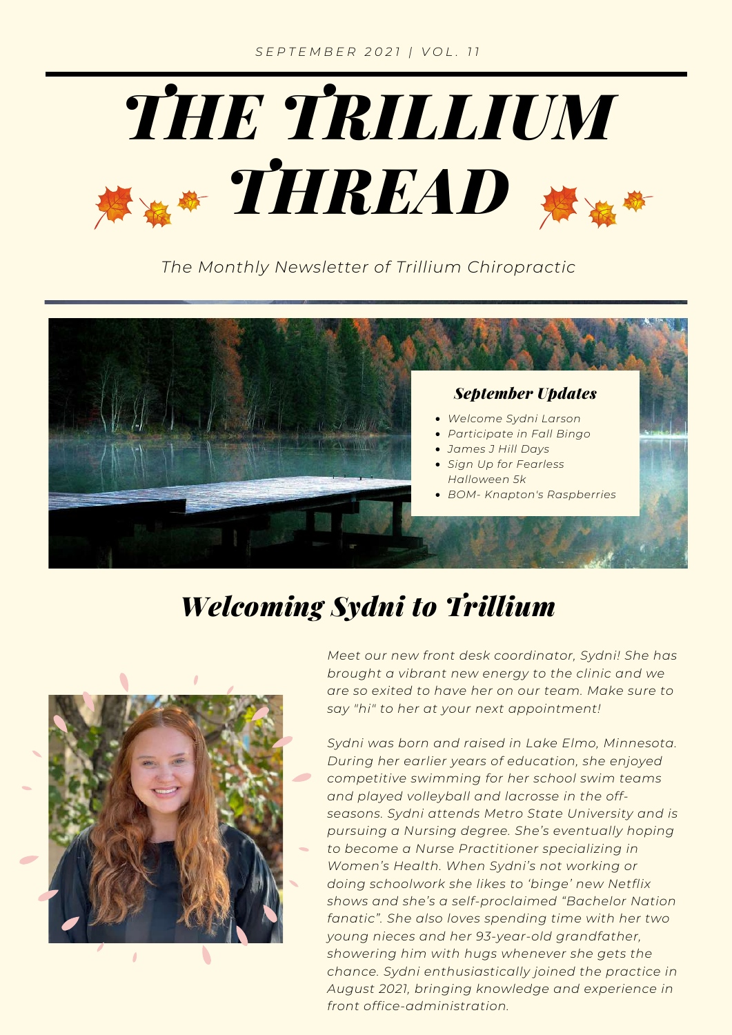*SEPTEMBER 2021 | VOL. 11*

# *THE TRILLIUM THREAD*

*The Monthly Newsletter of Trillium Chiropractic*

### *September Updates*

- *Welcome Sydni Larson*
- *Participate in Fall Bingo*
- *James J Hill Days*
- *Sign Up for Fearless Halloween 5k*
- *BOM- Knapton's Raspberries*

## *Welcoming Sydni to Trillium*

*Meet our new front desk coordinator, Sydni! She has brought a vibrant new energy to the clinic and we are so exited to have her on our team. Make sure to say "hi" to her at your next appointment!*

*Sydni was born and raised in Lake Elmo, Minnesota. During her earlier years of education, she enjoyed competitive swimming for her school swim teams and played volleyball and lacrosse in the off-seasons. Sydni attends Metro State University and is pursuing a Nursing degree. She's eventually hoping to become a Nurse Practitioner specializing in Women's Health. When Sydni's not working or doing schoolwork she likes to 'binge' new Netflix shows and she's a self-proclaimed "Bachelor Nation fanatic". She also loves spending time with her two young nieces and her 93-year-old grandfather, showering him with hugs whenever she gets the chance. Sydni enthusiastically joined the practice in August 2021, bringing knowledge and experience in front office-administration.*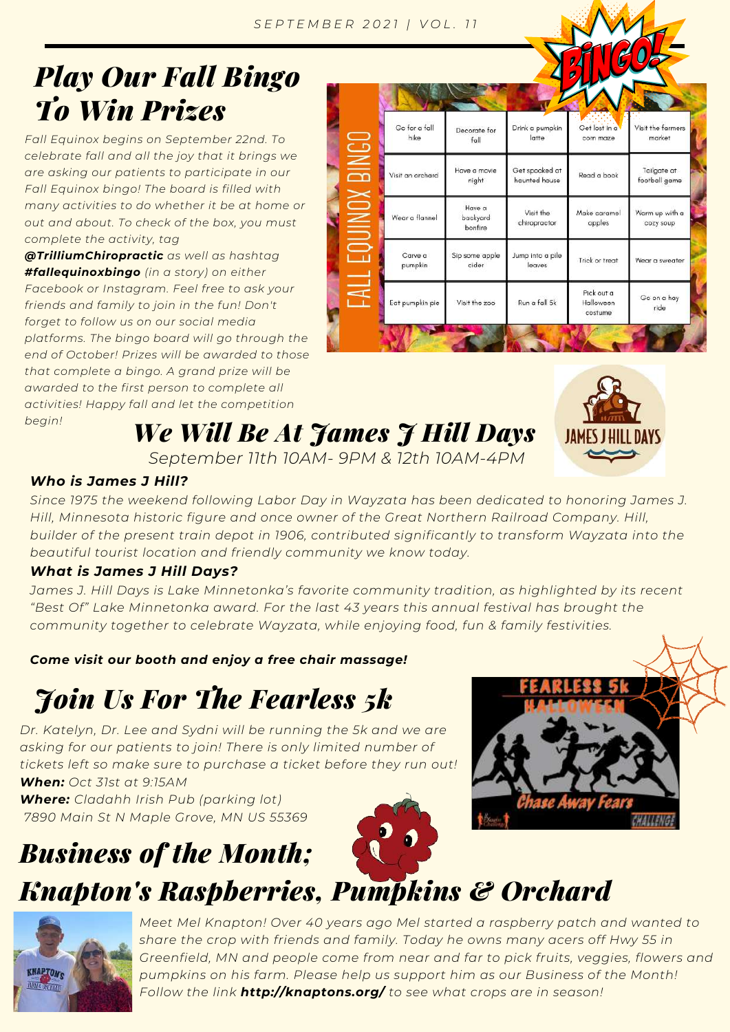SEPTEMBER 2021 | VOL. 11

# Play Our Fall Bingo To Win Prizes

*Fall Equinox begins on September 22nd. To celebrate fall and all the joy that it brings we are asking our patients to participate in our Fall Equinox bingo! The board is filled with many activities to do whether it be at home or out and about. To check of the box, you must complete the activity, tag* ***@TrilliumChiropractic*** *as well as hashtag* ***#fallequinoxbingo*** *(in a story) on either Facebook or Instagram. Feel free to ask your friends and family to join in the fun! Don't forget to follow us on our social media platforms. The bingo board will go through the end of October! Prizes will be awarded to those that complete a bingo. A grand prize will be awarded to the first person to complete all activities! Happy fall and let the competition begin!*

BINGO!

FALL EQUINOX BINGO

| | | | | |
|---|---|---|---|---|
| Go for a fall hike | Decorate for fall | Drink a pumpkin latte | Get lost in a corn maze | Visit the farmers market |
| Visit an orchard | Have a movie night | Get spooked at haunted house | Read a book | Tailgate at football game |
| Wear a flannel | Have a backyard bonfire | Visit the chiropractor | Make caramel apples | Warm up with a cozy soup |
| Carve a pumpkin | Sip some apple cider | Jump into a pile leaves | Trick or treat | Wear a sweater |
| Eat pumpkin pie | Visit the zoo | Run a fall 5k | Pick out a Halloween costume | Go on a hay ride |

# We Will Be At James J Hill Days

*September 11th 10AM- 9PM & 12th 10AM-4PM*

JAMES J HILL DAYS

### Who is James J Hill?

*Since 1975 the weekend following Labor Day in Wayzata has been dedicated to honoring James J. Hill, Minnesota historic figure and once owner of the Great Northern Railroad Company. Hill, builder of the present train depot in 1906, contributed significantly to transform Wayzata into the beautiful tourist location and friendly community we know today.*

### What is James J Hill Days?

*James J. Hill Days is Lake Minnetonka's favorite community tradition, as highlighted by its recent "Best Of" Lake Minnetonka award. For the last 43 years this annual festival has brought the community together to celebrate Wayzata, while enjoying food, fun & family festivities.*

***Come visit our booth and enjoy a free chair massage!***

# Join Us For The Fearless 5k

*Dr. Katelyn, Dr. Lee and Sydni will be running the 5k and we are asking for our patients to join! There is only limited number of tickets left so make sure to purchase a ticket before they run out!*
***When:*** *Oct 31st at 9:15AM*
***Where:*** *Cladahh Irish Pub (parking lot)*
*7890 Main St N Maple Grove, MN US 55369*

FEARLESS 5K HALLOWEEN

Chase Away Fears CHALLENGE

# Business of the Month; Knapton's Raspberries, Pumpkins & Orchard

*Meet Mel Knapton! Over 40 years ago Mel started a raspberry patch and wanted to share the crop with friends and family. Today he owns many acers off Hwy 55 in Greenfield, MN and people come from near and far to pick fruits, veggies, flowers and pumpkins on his farm. Please help us support him as our Business of the Month! Follow the link* ***http://knaptons.org/*** *to see what crops are in season!*